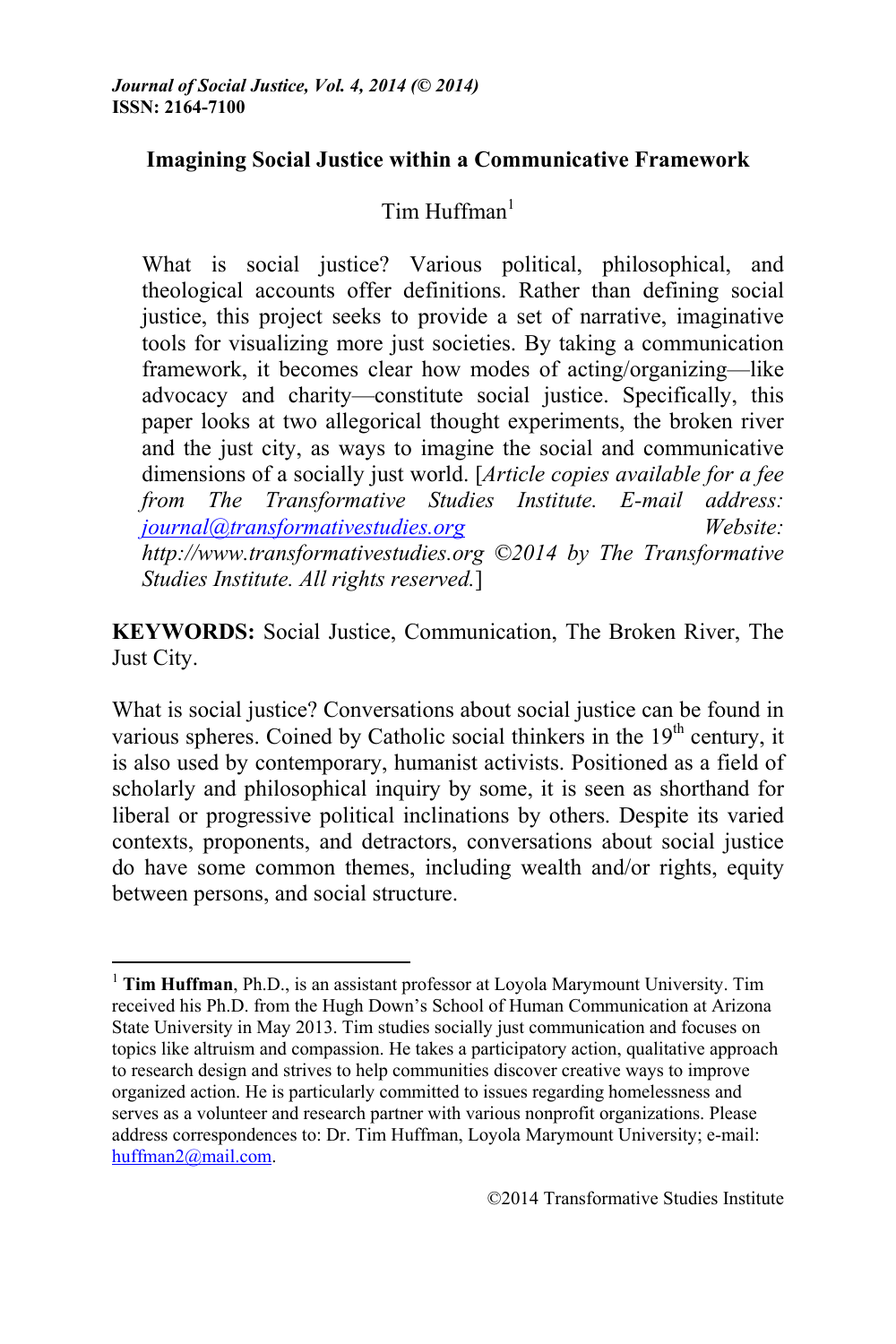*Journal of Social Justice, Vol. 4, 2014 (© 2014)*
**ISSN: 2164-7100**

# Imagining Social Justice within a Communicative Framework

Tim Huffman[1]

What is social justice? Various political, philosophical, and theological accounts offer definitions. Rather than defining social justice, this project seeks to provide a set of narrative, imaginative tools for visualizing more just societies. By taking a communication framework, it becomes clear how modes of acting/organizing—like advocacy and charity—constitute social justice. Specifically, this paper looks at two allegorical thought experiments, the broken river and the just city, as ways to imagine the social and communicative dimensions of a socially just world. [*Article copies available for a fee from The Transformative Studies Institute. E-mail address: journal@transformativestudies.org Website: http://www.transformativestudies.org ©2014 by The Transformative Studies Institute. All rights reserved.*]

**KEYWORDS:** Social Justice, Communication, The Broken River, The Just City.

What is social justice? Conversations about social justice can be found in various spheres. Coined by Catholic social thinkers in the 19th century, it is also used by contemporary, humanist activists. Positioned as a field of scholarly and philosophical inquiry by some, it is seen as shorthand for liberal or progressive political inclinations by others. Despite its varied contexts, proponents, and detractors, conversations about social justice do have some common themes, including wealth and/or rights, equity between persons, and social structure.

---

[1] **Tim Huffman**, Ph.D., is an assistant professor at Loyola Marymount University. Tim received his Ph.D. from the Hugh Down's School of Human Communication at Arizona State University in May 2013. Tim studies socially just communication and focuses on topics like altruism and compassion. He takes a participatory action, qualitative approach to research design and strives to help communities discover creative ways to improve organized action. He is particularly committed to issues regarding homelessness and serves as a volunteer and research partner with various nonprofit organizations. Please address correspondences to: Dr. Tim Huffman, Loyola Marymount University; e-mail: huffman2@mail.com.

©2014 Transformative Studies Institute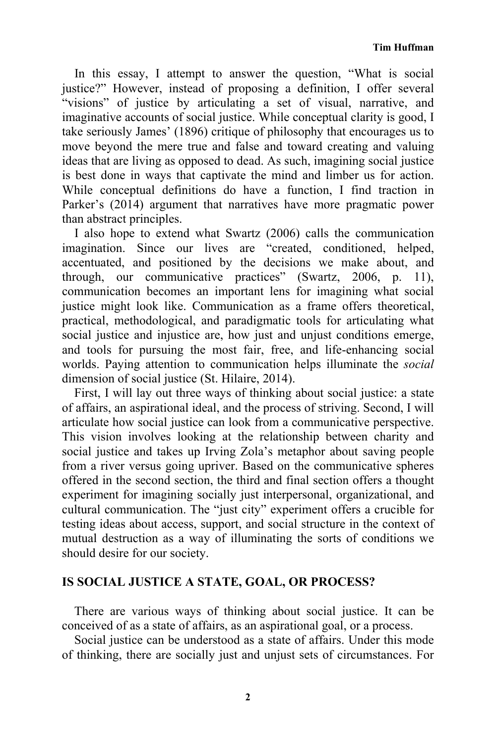In this essay, I attempt to answer the question, "What is social justice?" However, instead of proposing a definition, I offer several "visions" of justice by articulating a set of visual, narrative, and imaginative accounts of social justice. While conceptual clarity is good, I take seriously James' (1896) critique of philosophy that encourages us to move beyond the mere true and false and toward creating and valuing ideas that are living as opposed to dead. As such, imagining social justice is best done in ways that captivate the mind and limber us for action. While conceptual definitions do have a function, I find traction in Parker's (2014) argument that narratives have more pragmatic power than abstract principles.

I also hope to extend what Swartz (2006) calls the communication imagination. Since our lives are "created, conditioned, helped, accentuated, and positioned by the decisions we make about, and through, our communicative practices" (Swartz, 2006, p. 11), communication becomes an important lens for imagining what social justice might look like. Communication as a frame offers theoretical, practical, methodological, and paradigmatic tools for articulating what social justice and injustice are, how just and unjust conditions emerge, and tools for pursuing the most fair, free, and life-enhancing social worlds. Paying attention to communication helps illuminate the *social* dimension of social justice (St. Hilaire, 2014).

First, I will lay out three ways of thinking about social justice: a state of affairs, an aspirational ideal, and the process of striving. Second, I will articulate how social justice can look from a communicative perspective. This vision involves looking at the relationship between charity and social justice and takes up Irving Zola's metaphor about saving people from a river versus going upriver. Based on the communicative spheres offered in the second section, the third and final section offers a thought experiment for imagining socially just interpersonal, organizational, and cultural communication. The "just city" experiment offers a crucible for testing ideas about access, support, and social structure in the context of mutual destruction as a way of illuminating the sorts of conditions we should desire for our society.

## IS SOCIAL JUSTICE A STATE, GOAL, OR PROCESS?

There are various ways of thinking about social justice. It can be conceived of as a state of affairs, as an aspirational goal, or a process.

Social justice can be understood as a state of affairs. Under this mode of thinking, there are socially just and unjust sets of circumstances. For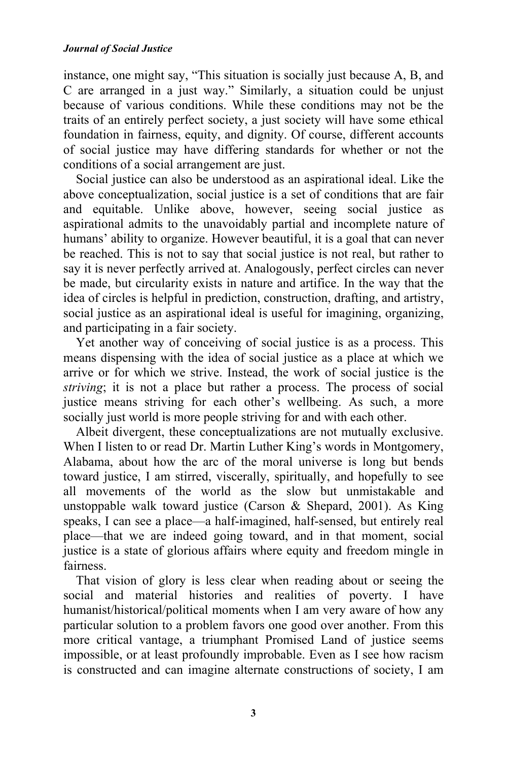instance, one might say, "This situation is socially just because A, B, and C are arranged in a just way." Similarly, a situation could be unjust because of various conditions. While these conditions may not be the traits of an entirely perfect society, a just society will have some ethical foundation in fairness, equity, and dignity. Of course, different accounts of social justice may have differing standards for whether or not the conditions of a social arrangement are just.

Social justice can also be understood as an aspirational ideal. Like the above conceptualization, social justice is a set of conditions that are fair and equitable. Unlike above, however, seeing social justice as aspirational admits to the unavoidably partial and incomplete nature of humans' ability to organize. However beautiful, it is a goal that can never be reached. This is not to say that social justice is not real, but rather to say it is never perfectly arrived at. Analogously, perfect circles can never be made, but circularity exists in nature and artifice. In the way that the idea of circles is helpful in prediction, construction, drafting, and artistry, social justice as an aspirational ideal is useful for imagining, organizing, and participating in a fair society.

Yet another way of conceiving of social justice is as a process. This means dispensing with the idea of social justice as a place at which we arrive or for which we strive. Instead, the work of social justice is the *striving*; it is not a place but rather a process. The process of social justice means striving for each other's wellbeing. As such, a more socially just world is more people striving for and with each other.

Albeit divergent, these conceptualizations are not mutually exclusive. When I listen to or read Dr. Martin Luther King's words in Montgomery, Alabama, about how the arc of the moral universe is long but bends toward justice, I am stirred, viscerally, spiritually, and hopefully to see all movements of the world as the slow but unmistakable and unstoppable walk toward justice (Carson & Shepard, 2001). As King speaks, I can see a place—a half-imagined, half-sensed, but entirely real place—that we are indeed going toward, and in that moment, social justice is a state of glorious affairs where equity and freedom mingle in fairness.

That vision of glory is less clear when reading about or seeing the social and material histories and realities of poverty. I have humanist/historical/political moments when I am very aware of how any particular solution to a problem favors one good over another. From this more critical vantage, a triumphant Promised Land of justice seems impossible, or at least profoundly improbable. Even as I see how racism is constructed and can imagine alternate constructions of society, I am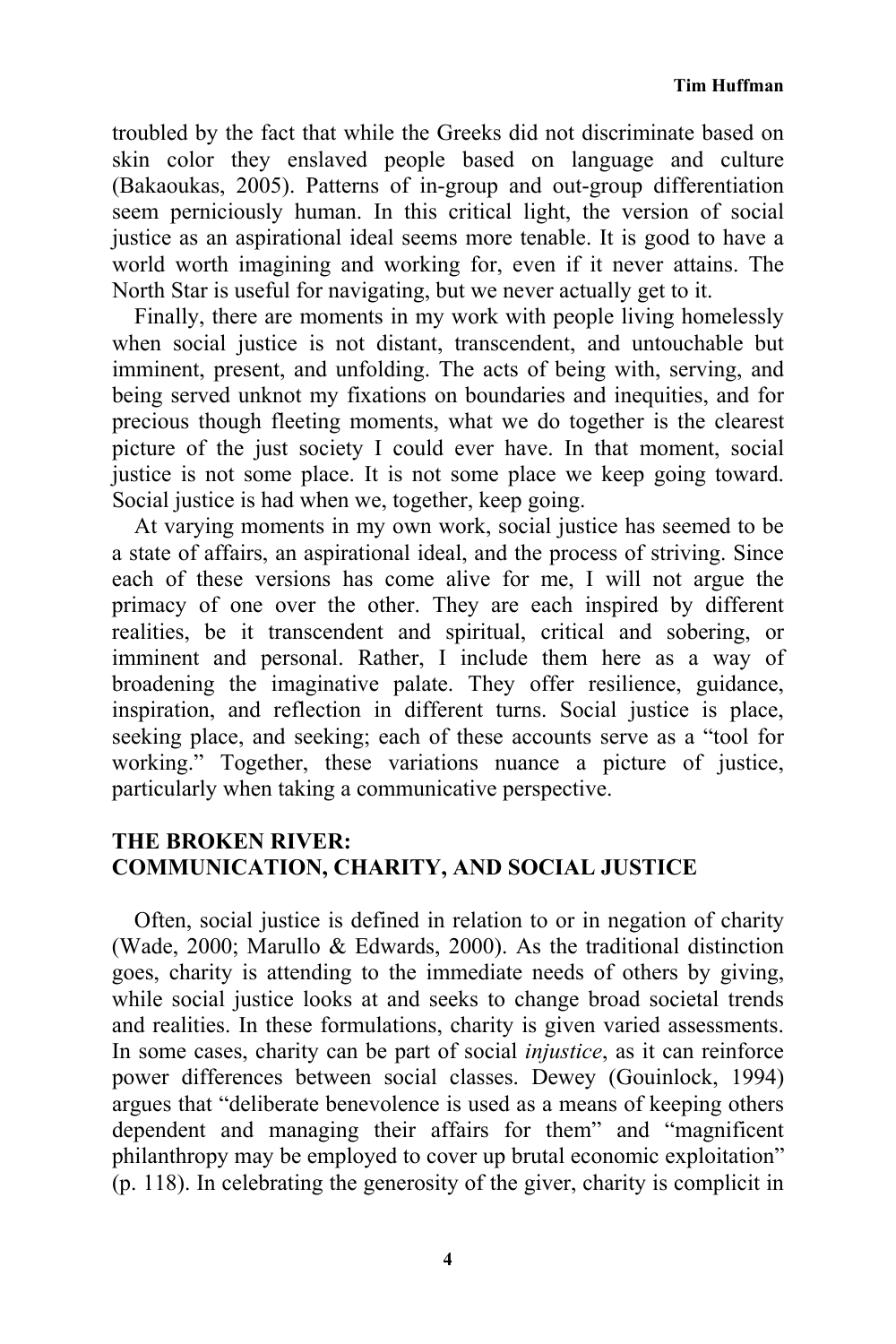troubled by the fact that while the Greeks did not discriminate based on skin color they enslaved people based on language and culture (Bakaoukas, 2005). Patterns of in-group and out-group differentiation seem perniciously human. In this critical light, the version of social justice as an aspirational ideal seems more tenable. It is good to have a world worth imagining and working for, even if it never attains. The North Star is useful for navigating, but we never actually get to it.

Finally, there are moments in my work with people living homelessly when social justice is not distant, transcendent, and untouchable but imminent, present, and unfolding. The acts of being with, serving, and being served unknot my fixations on boundaries and inequities, and for precious though fleeting moments, what we do together is the clearest picture of the just society I could ever have. In that moment, social justice is not some place. It is not some place we keep going toward. Social justice is had when we, together, keep going.

At varying moments in my own work, social justice has seemed to be a state of affairs, an aspirational ideal, and the process of striving. Since each of these versions has come alive for me, I will not argue the primacy of one over the other. They are each inspired by different realities, be it transcendent and spiritual, critical and sobering, or imminent and personal. Rather, I include them here as a way of broadening the imaginative palate. They offer resilience, guidance, inspiration, and reflection in different turns. Social justice is place, seeking place, and seeking; each of these accounts serve as a "tool for working." Together, these variations nuance a picture of justice, particularly when taking a communicative perspective.

## THE BROKEN RIVER: COMMUNICATION, CHARITY, AND SOCIAL JUSTICE

Often, social justice is defined in relation to or in negation of charity (Wade, 2000; Marullo & Edwards, 2000). As the traditional distinction goes, charity is attending to the immediate needs of others by giving, while social justice looks at and seeks to change broad societal trends and realities. In these formulations, charity is given varied assessments. In some cases, charity can be part of social *injustice*, as it can reinforce power differences between social classes. Dewey (Gouinlock, 1994) argues that "deliberate benevolence is used as a means of keeping others dependent and managing their affairs for them" and "magnificent philanthropy may be employed to cover up brutal economic exploitation" (p. 118). In celebrating the generosity of the giver, charity is complicit in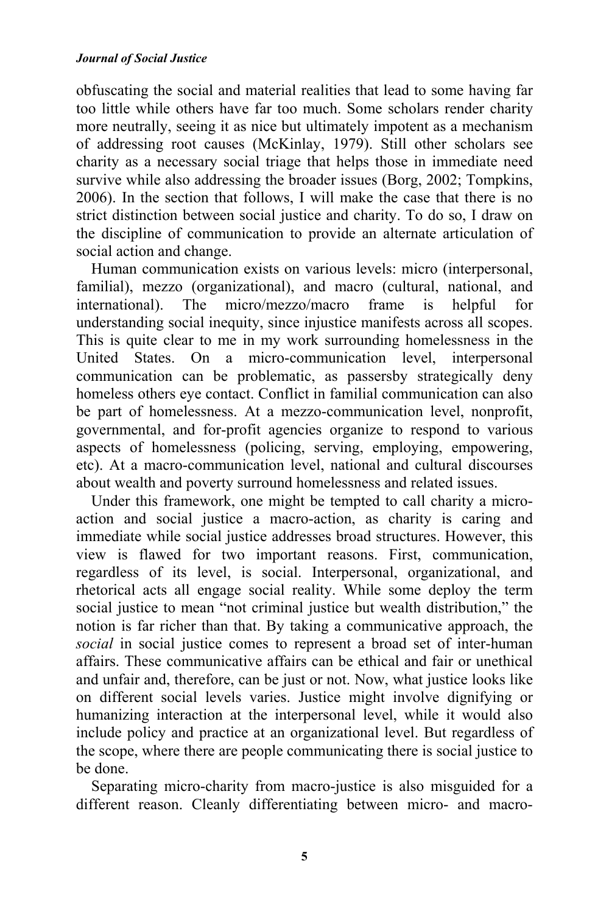obfuscating the social and material realities that lead to some having far too little while others have far too much. Some scholars render charity more neutrally, seeing it as nice but ultimately impotent as a mechanism of addressing root causes (McKinlay, 1979). Still other scholars see charity as a necessary social triage that helps those in immediate need survive while also addressing the broader issues (Borg, 2002; Tompkins, 2006). In the section that follows, I will make the case that there is no strict distinction between social justice and charity. To do so, I draw on the discipline of communication to provide an alternate articulation of social action and change.

Human communication exists on various levels: micro (interpersonal, familial), mezzo (organizational), and macro (cultural, national, and international). The micro/mezzo/macro frame is helpful for understanding social inequity, since injustice manifests across all scopes. This is quite clear to me in my work surrounding homelessness in the United States. On a micro-communication level, interpersonal communication can be problematic, as passersby strategically deny homeless others eye contact. Conflict in familial communication can also be part of homelessness. At a mezzo-communication level, nonprofit, governmental, and for-profit agencies organize to respond to various aspects of homelessness (policing, serving, employing, empowering, etc). At a macro-communication level, national and cultural discourses about wealth and poverty surround homelessness and related issues.

Under this framework, one might be tempted to call charity a micro-action and social justice a macro-action, as charity is caring and immediate while social justice addresses broad structures. However, this view is flawed for two important reasons. First, communication, regardless of its level, is social. Interpersonal, organizational, and rhetorical acts all engage social reality. While some deploy the term social justice to mean "not criminal justice but wealth distribution," the notion is far richer than that. By taking a communicative approach, the *social* in social justice comes to represent a broad set of inter-human affairs. These communicative affairs can be ethical and fair or unethical and unfair and, therefore, can be just or not. Now, what justice looks like on different social levels varies. Justice might involve dignifying or humanizing interaction at the interpersonal level, while it would also include policy and practice at an organizational level. But regardless of the scope, where there are people communicating there is social justice to be done.

Separating micro-charity from macro-justice is also misguided for a different reason. Cleanly differentiating between micro- and macro-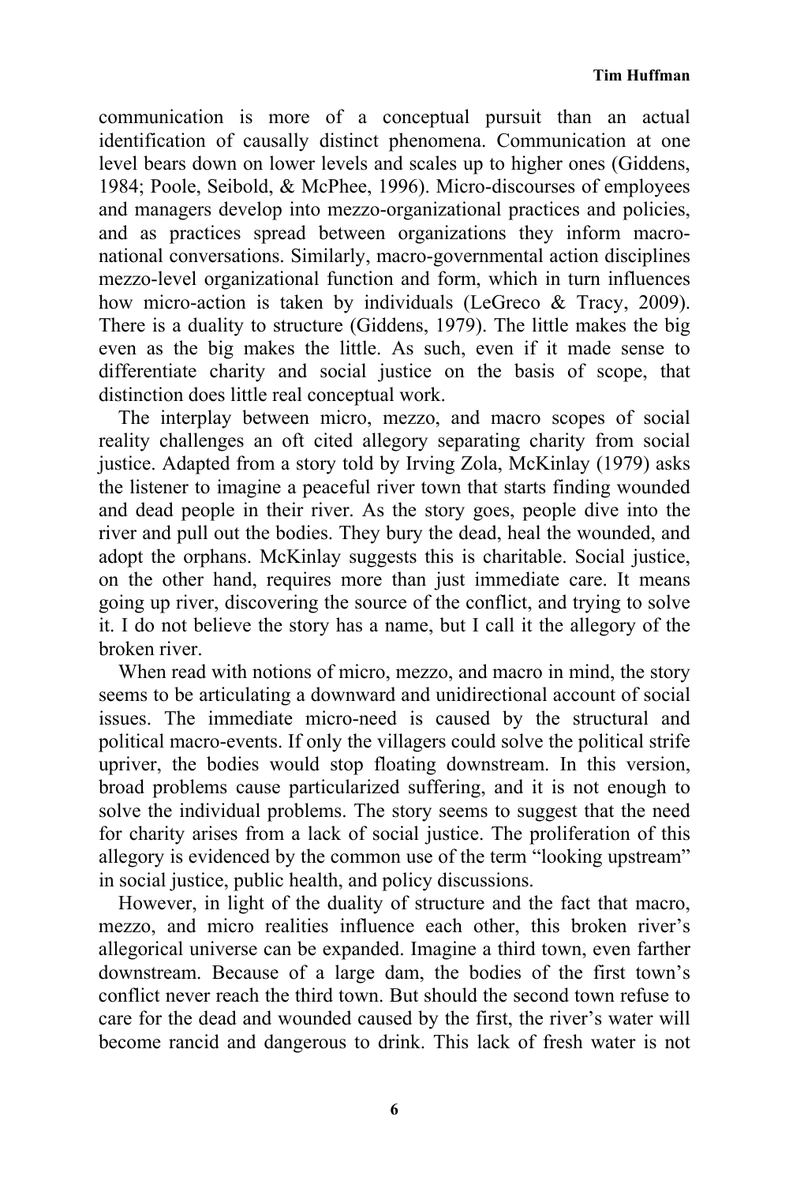communication is more of a conceptual pursuit than an actual identification of causally distinct phenomena. Communication at one level bears down on lower levels and scales up to higher ones (Giddens, 1984; Poole, Seibold, & McPhee, 1996). Micro-discourses of employees and managers develop into mezzo-organizational practices and policies, and as practices spread between organizations they inform macro-national conversations. Similarly, macro-governmental action disciplines mezzo-level organizational function and form, which in turn influences how micro-action is taken by individuals (LeGreco & Tracy, 2009). There is a duality to structure (Giddens, 1979). The little makes the big even as the big makes the little. As such, even if it made sense to differentiate charity and social justice on the basis of scope, that distinction does little real conceptual work.

The interplay between micro, mezzo, and macro scopes of social reality challenges an oft cited allegory separating charity from social justice. Adapted from a story told by Irving Zola, McKinlay (1979) asks the listener to imagine a peaceful river town that starts finding wounded and dead people in their river. As the story goes, people dive into the river and pull out the bodies. They bury the dead, heal the wounded, and adopt the orphans. McKinlay suggests this is charitable. Social justice, on the other hand, requires more than just immediate care. It means going up river, discovering the source of the conflict, and trying to solve it. I do not believe the story has a name, but I call it the allegory of the broken river.

When read with notions of micro, mezzo, and macro in mind, the story seems to be articulating a downward and unidirectional account of social issues. The immediate micro-need is caused by the structural and political macro-events. If only the villagers could solve the political strife upriver, the bodies would stop floating downstream. In this version, broad problems cause particularized suffering, and it is not enough to solve the individual problems. The story seems to suggest that the need for charity arises from a lack of social justice. The proliferation of this allegory is evidenced by the common use of the term "looking upstream" in social justice, public health, and policy discussions.

However, in light of the duality of structure and the fact that macro, mezzo, and micro realities influence each other, this broken river's allegorical universe can be expanded. Imagine a third town, even farther downstream. Because of a large dam, the bodies of the first town's conflict never reach the third town. But should the second town refuse to care for the dead and wounded caused by the first, the river's water will become rancid and dangerous to drink. This lack of fresh water is not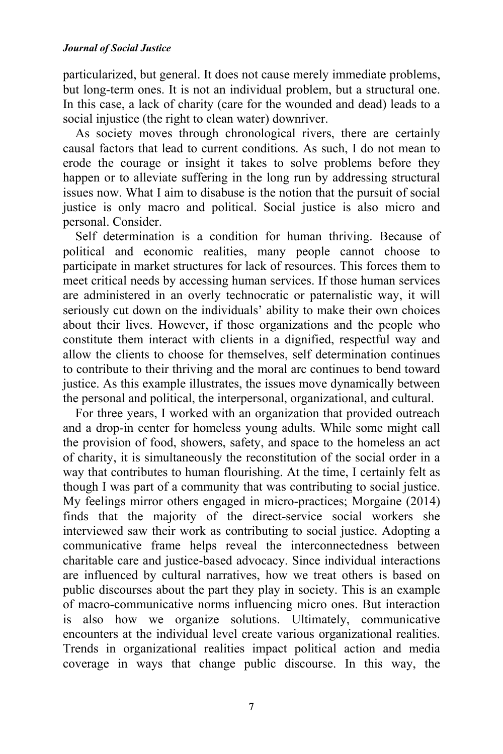particularized, but general. It does not cause merely immediate problems, but long-term ones. It is not an individual problem, but a structural one. In this case, a lack of charity (care for the wounded and dead) leads to a social injustice (the right to clean water) downriver.

As society moves through chronological rivers, there are certainly causal factors that lead to current conditions. As such, I do not mean to erode the courage or insight it takes to solve problems before they happen or to alleviate suffering in the long run by addressing structural issues now. What I aim to disabuse is the notion that the pursuit of social justice is only macro and political. Social justice is also micro and personal. Consider.

Self determination is a condition for human thriving. Because of political and economic realities, many people cannot choose to participate in market structures for lack of resources. This forces them to meet critical needs by accessing human services. If those human services are administered in an overly technocratic or paternalistic way, it will seriously cut down on the individuals' ability to make their own choices about their lives. However, if those organizations and the people who constitute them interact with clients in a dignified, respectful way and allow the clients to choose for themselves, self determination continues to contribute to their thriving and the moral arc continues to bend toward justice. As this example illustrates, the issues move dynamically between the personal and political, the interpersonal, organizational, and cultural.

For three years, I worked with an organization that provided outreach and a drop-in center for homeless young adults. While some might call the provision of food, showers, safety, and space to the homeless an act of charity, it is simultaneously the reconstitution of the social order in a way that contributes to human flourishing. At the time, I certainly felt as though I was part of a community that was contributing to social justice. My feelings mirror others engaged in micro-practices; Morgaine (2014) finds that the majority of the direct-service social workers she interviewed saw their work as contributing to social justice. Adopting a communicative frame helps reveal the interconnectedness between charitable care and justice-based advocacy. Since individual interactions are influenced by cultural narratives, how we treat others is based on public discourses about the part they play in society. This is an example of macro-communicative norms influencing micro ones. But interaction is also how we organize solutions. Ultimately, communicative encounters at the individual level create various organizational realities. Trends in organizational realities impact political action and media coverage in ways that change public discourse. In this way, the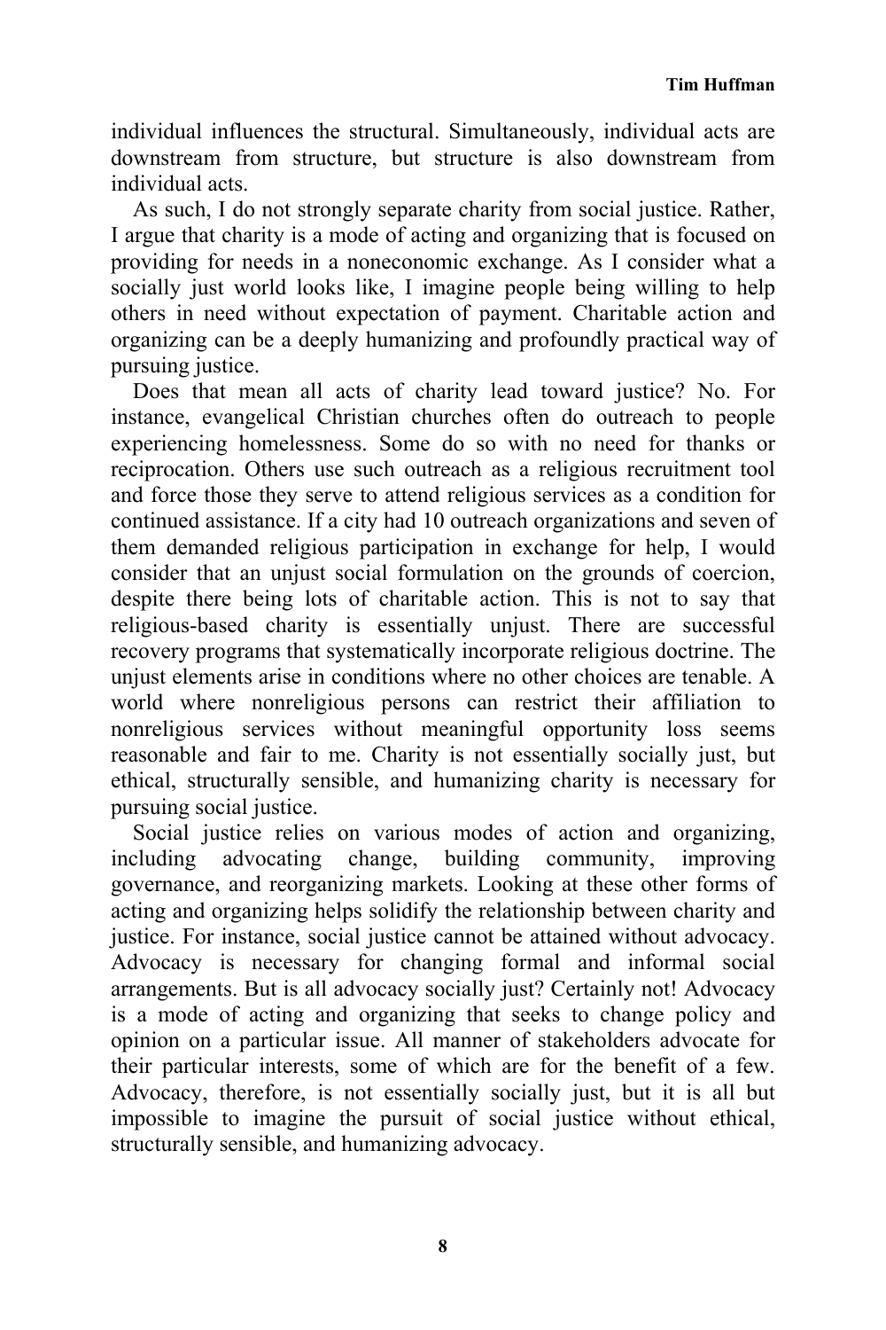individual influences the structural. Simultaneously, individual acts are downstream from structure, but structure is also downstream from individual acts.

As such, I do not strongly separate charity from social justice. Rather, I argue that charity is a mode of acting and organizing that is focused on providing for needs in a noneconomic exchange. As I consider what a socially just world looks like, I imagine people being willing to help others in need without expectation of payment. Charitable action and organizing can be a deeply humanizing and profoundly practical way of pursuing justice.

Does that mean all acts of charity lead toward justice? No. For instance, evangelical Christian churches often do outreach to people experiencing homelessness. Some do so with no need for thanks or reciprocation. Others use such outreach as a religious recruitment tool and force those they serve to attend religious services as a condition for continued assistance. If a city had 10 outreach organizations and seven of them demanded religious participation in exchange for help, I would consider that an unjust social formulation on the grounds of coercion, despite there being lots of charitable action. This is not to say that religious-based charity is essentially unjust. There are successful recovery programs that systematically incorporate religious doctrine. The unjust elements arise in conditions where no other choices are tenable. A world where nonreligious persons can restrict their affiliation to nonreligious services without meaningful opportunity loss seems reasonable and fair to me. Charity is not essentially socially just, but ethical, structurally sensible, and humanizing charity is necessary for pursuing social justice.

Social justice relies on various modes of action and organizing, including advocating change, building community, improving governance, and reorganizing markets. Looking at these other forms of acting and organizing helps solidify the relationship between charity and justice. For instance, social justice cannot be attained without advocacy. Advocacy is necessary for changing formal and informal social arrangements. But is all advocacy socially just? Certainly not! Advocacy is a mode of acting and organizing that seeks to change policy and opinion on a particular issue. All manner of stakeholders advocate for their particular interests, some of which are for the benefit of a few. Advocacy, therefore, is not essentially socially just, but it is all but impossible to imagine the pursuit of social justice without ethical, structurally sensible, and humanizing advocacy.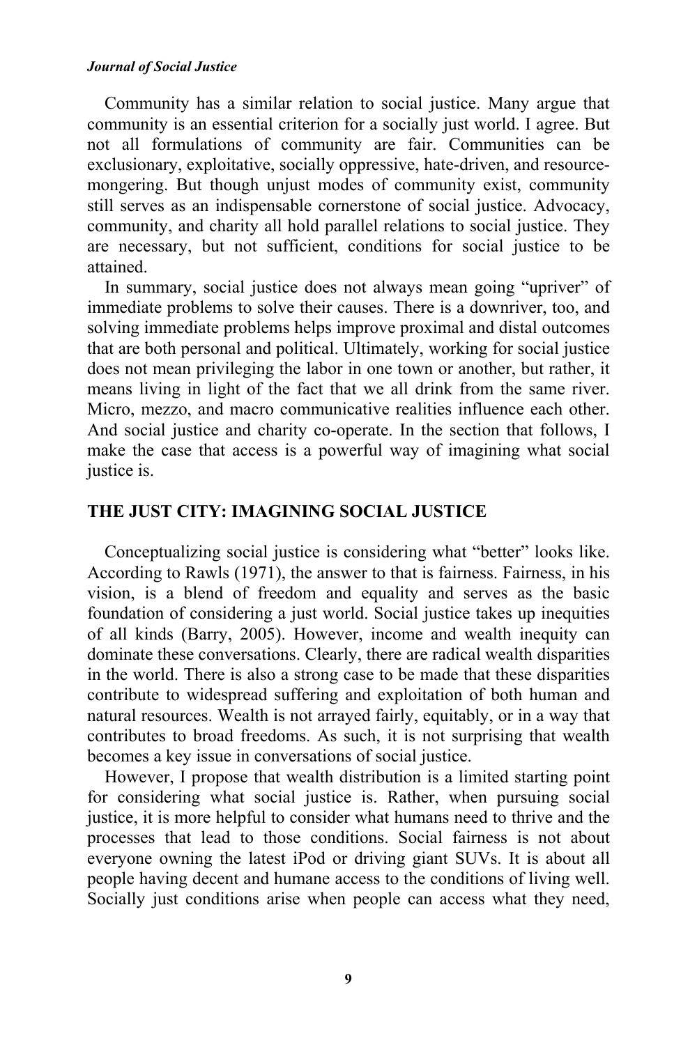Community has a similar relation to social justice. Many argue that community is an essential criterion for a socially just world. I agree. But not all formulations of community are fair. Communities can be exclusionary, exploitative, socially oppressive, hate-driven, and resource-mongering. But though unjust modes of community exist, community still serves as an indispensable cornerstone of social justice. Advocacy, community, and charity all hold parallel relations to social justice. They are necessary, but not sufficient, conditions for social justice to be attained.

In summary, social justice does not always mean going "upriver" of immediate problems to solve their causes. There is a downriver, too, and solving immediate problems helps improve proximal and distal outcomes that are both personal and political. Ultimately, working for social justice does not mean privileging the labor in one town or another, but rather, it means living in light of the fact that we all drink from the same river. Micro, mezzo, and macro communicative realities influence each other. And social justice and charity co-operate. In the section that follows, I make the case that access is a powerful way of imagining what social justice is.

## THE JUST CITY: IMAGINING SOCIAL JUSTICE

Conceptualizing social justice is considering what "better" looks like. According to Rawls (1971), the answer to that is fairness. Fairness, in his vision, is a blend of freedom and equality and serves as the basic foundation of considering a just world. Social justice takes up inequities of all kinds (Barry, 2005). However, income and wealth inequity can dominate these conversations. Clearly, there are radical wealth disparities in the world. There is also a strong case to be made that these disparities contribute to widespread suffering and exploitation of both human and natural resources. Wealth is not arrayed fairly, equitably, or in a way that contributes to broad freedoms. As such, it is not surprising that wealth becomes a key issue in conversations of social justice.

However, I propose that wealth distribution is a limited starting point for considering what social justice is. Rather, when pursuing social justice, it is more helpful to consider what humans need to thrive and the processes that lead to those conditions. Social fairness is not about everyone owning the latest iPod or driving giant SUVs. It is about all people having decent and humane access to the conditions of living well. Socially just conditions arise when people can access what they need,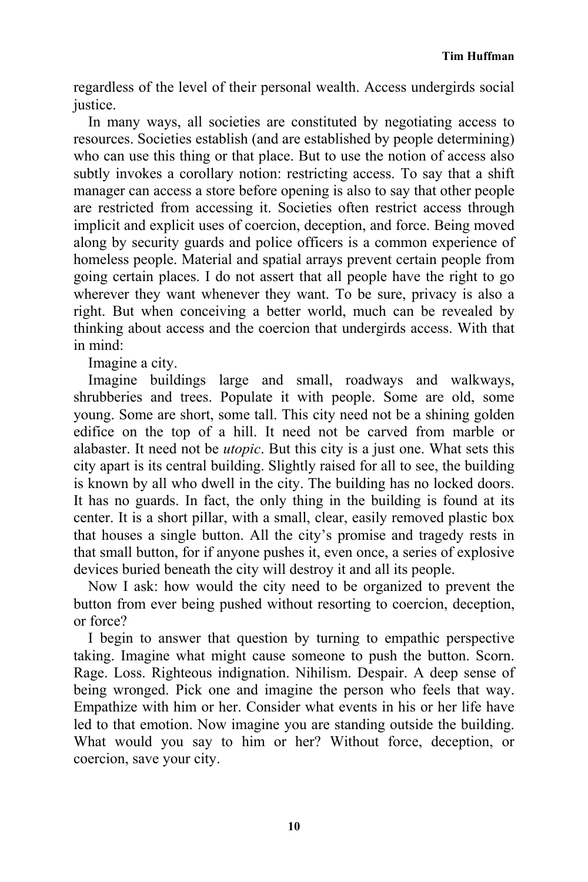regardless of the level of their personal wealth. Access undergirds social justice.

In many ways, all societies are constituted by negotiating access to resources. Societies establish (and are established by people determining) who can use this thing or that place. But to use the notion of access also subtly invokes a corollary notion: restricting access. To say that a shift manager can access a store before opening is also to say that other people are restricted from accessing it. Societies often restrict access through implicit and explicit uses of coercion, deception, and force. Being moved along by security guards and police officers is a common experience of homeless people. Material and spatial arrays prevent certain people from going certain places. I do not assert that all people have the right to go wherever they want whenever they want. To be sure, privacy is also a right. But when conceiving a better world, much can be revealed by thinking about access and the coercion that undergirds access. With that in mind:

Imagine a city.

Imagine buildings large and small, roadways and walkways, shrubberies and trees. Populate it with people. Some are old, some young. Some are short, some tall. This city need not be a shining golden edifice on the top of a hill. It need not be carved from marble or alabaster. It need not be *utopic*. But this city is a just one. What sets this city apart is its central building. Slightly raised for all to see, the building is known by all who dwell in the city. The building has no locked doors. It has no guards. In fact, the only thing in the building is found at its center. It is a short pillar, with a small, clear, easily removed plastic box that houses a single button. All the city's promise and tragedy rests in that small button, for if anyone pushes it, even once, a series of explosive devices buried beneath the city will destroy it and all its people.

Now I ask: how would the city need to be organized to prevent the button from ever being pushed without resorting to coercion, deception, or force?

I begin to answer that question by turning to empathic perspective taking. Imagine what might cause someone to push the button. Scorn. Rage. Loss. Righteous indignation. Nihilism. Despair. A deep sense of being wronged. Pick one and imagine the person who feels that way. Empathize with him or her. Consider what events in his or her life have led to that emotion. Now imagine you are standing outside the building. What would you say to him or her? Without force, deception, or coercion, save your city.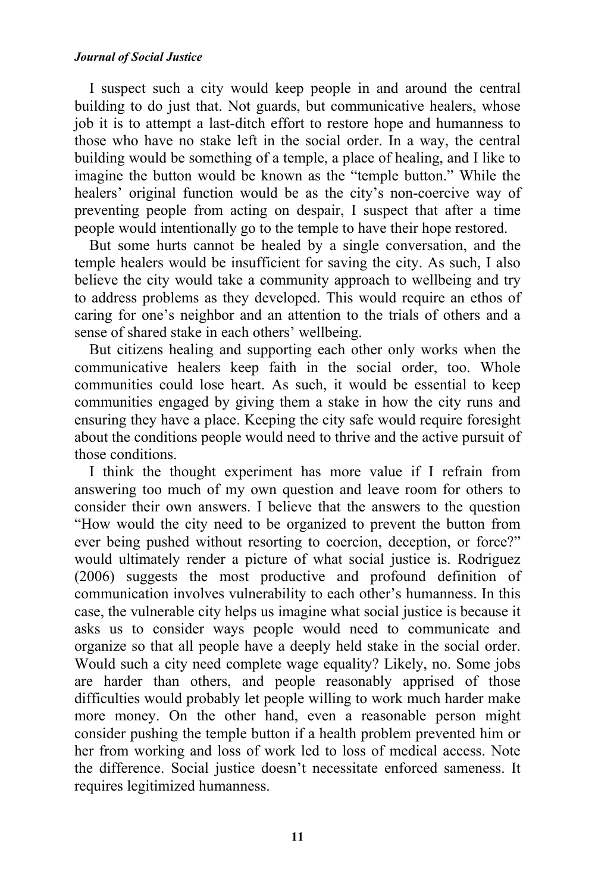I suspect such a city would keep people in and around the central building to do just that. Not guards, but communicative healers, whose job it is to attempt a last-ditch effort to restore hope and humanness to those who have no stake left in the social order. In a way, the central building would be something of a temple, a place of healing, and I like to imagine the button would be known as the "temple button." While the healers' original function would be as the city's non-coercive way of preventing people from acting on despair, I suspect that after a time people would intentionally go to the temple to have their hope restored.

But some hurts cannot be healed by a single conversation, and the temple healers would be insufficient for saving the city. As such, I also believe the city would take a community approach to wellbeing and try to address problems as they developed. This would require an ethos of caring for one's neighbor and an attention to the trials of others and a sense of shared stake in each others' wellbeing.

But citizens healing and supporting each other only works when the communicative healers keep faith in the social order, too. Whole communities could lose heart. As such, it would be essential to keep communities engaged by giving them a stake in how the city runs and ensuring they have a place. Keeping the city safe would require foresight about the conditions people would need to thrive and the active pursuit of those conditions.

I think the thought experiment has more value if I refrain from answering too much of my own question and leave room for others to consider their own answers. I believe that the answers to the question "How would the city need to be organized to prevent the button from ever being pushed without resorting to coercion, deception, or force?" would ultimately render a picture of what social justice is. Rodriguez (2006) suggests the most productive and profound definition of communication involves vulnerability to each other's humanness. In this case, the vulnerable city helps us imagine what social justice is because it asks us to consider ways people would need to communicate and organize so that all people have a deeply held stake in the social order. Would such a city need complete wage equality? Likely, no. Some jobs are harder than others, and people reasonably apprised of those difficulties would probably let people willing to work much harder make more money. On the other hand, even a reasonable person might consider pushing the temple button if a health problem prevented him or her from working and loss of work led to loss of medical access. Note the difference. Social justice doesn't necessitate enforced sameness. It requires legitimized humanness.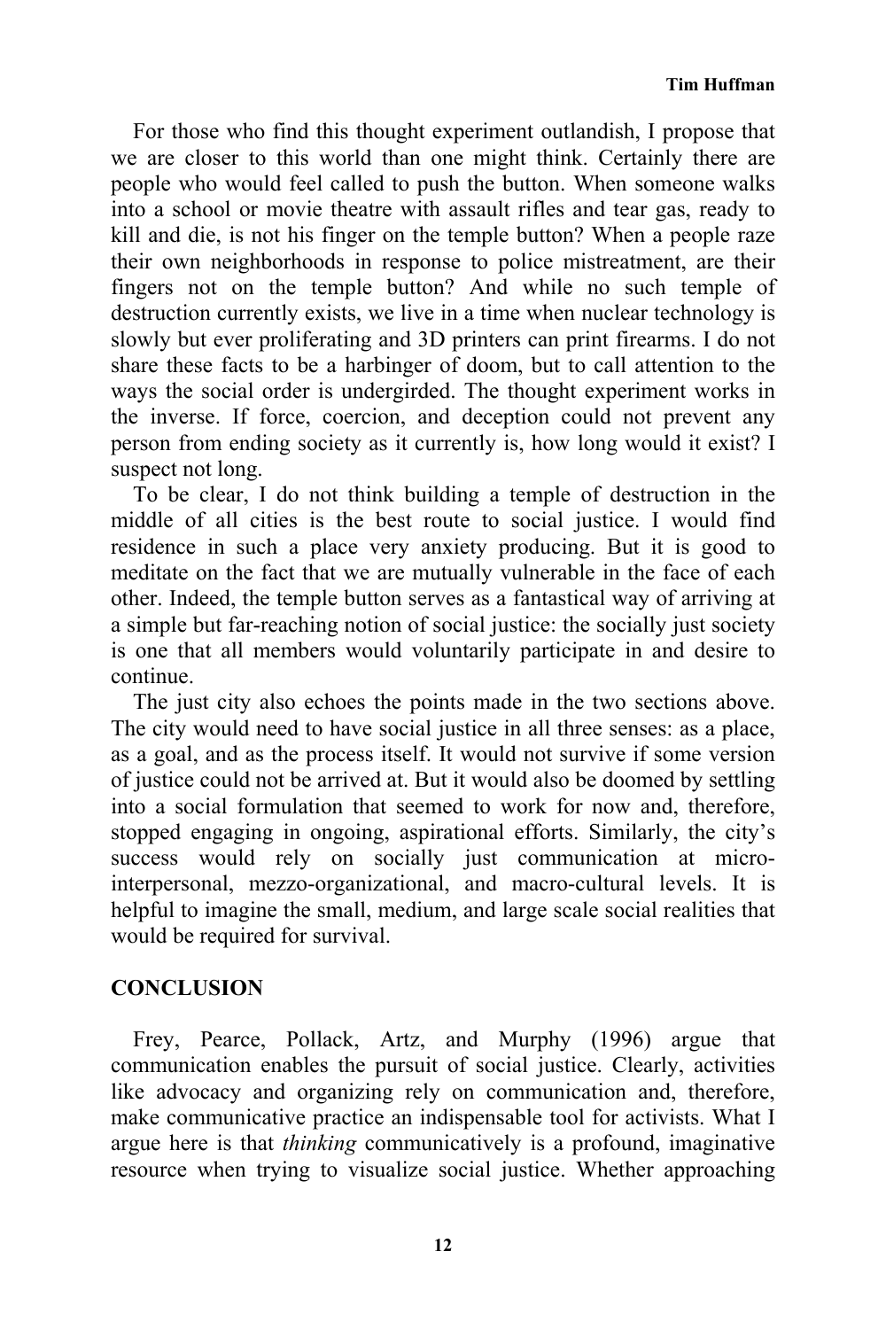For those who find this thought experiment outlandish, I propose that we are closer to this world than one might think. Certainly there are people who would feel called to push the button. When someone walks into a school or movie theatre with assault rifles and tear gas, ready to kill and die, is not his finger on the temple button? When a people raze their own neighborhoods in response to police mistreatment, are their fingers not on the temple button? And while no such temple of destruction currently exists, we live in a time when nuclear technology is slowly but ever proliferating and 3D printers can print firearms. I do not share these facts to be a harbinger of doom, but to call attention to the ways the social order is undergirded. The thought experiment works in the inverse. If force, coercion, and deception could not prevent any person from ending society as it currently is, how long would it exist? I suspect not long.

To be clear, I do not think building a temple of destruction in the middle of all cities is the best route to social justice. I would find residence in such a place very anxiety producing. But it is good to meditate on the fact that we are mutually vulnerable in the face of each other. Indeed, the temple button serves as a fantastical way of arriving at a simple but far-reaching notion of social justice: the socially just society is one that all members would voluntarily participate in and desire to continue.

The just city also echoes the points made in the two sections above. The city would need to have social justice in all three senses: as a place, as a goal, and as the process itself. It would not survive if some version of justice could not be arrived at. But it would also be doomed by settling into a social formulation that seemed to work for now and, therefore, stopped engaging in ongoing, aspirational efforts. Similarly, the city's success would rely on socially just communication at micro-interpersonal, mezzo-organizational, and macro-cultural levels. It is helpful to imagine the small, medium, and large scale social realities that would be required for survival.

## CONCLUSION

Frey, Pearce, Pollack, Artz, and Murphy (1996) argue that communication enables the pursuit of social justice. Clearly, activities like advocacy and organizing rely on communication and, therefore, make communicative practice an indispensable tool for activists. What I argue here is that *thinking* communicatively is a profound, imaginative resource when trying to visualize social justice. Whether approaching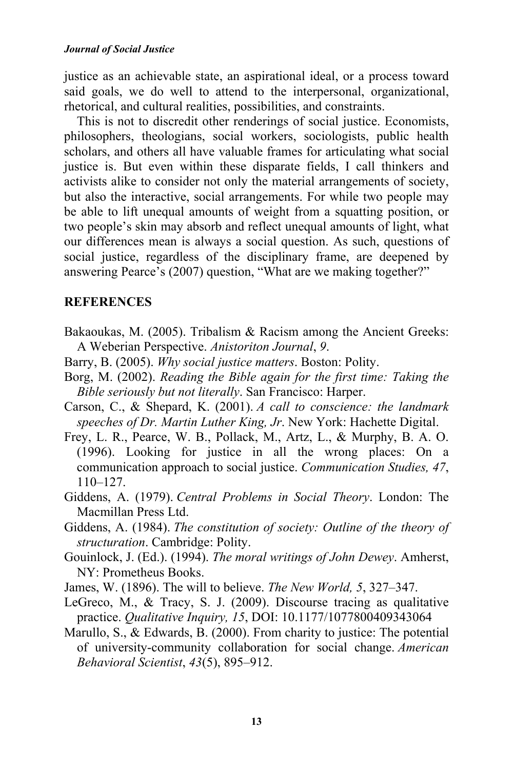justice as an achievable state, an aspirational ideal, or a process toward said goals, we do well to attend to the interpersonal, organizational, rhetorical, and cultural realities, possibilities, and constraints.

This is not to discredit other renderings of social justice. Economists, philosophers, theologians, social workers, sociologists, public health scholars, and others all have valuable frames for articulating what social justice is. But even within these disparate fields, I call thinkers and activists alike to consider not only the material arrangements of society, but also the interactive, social arrangements. For while two people may be able to lift unequal amounts of weight from a squatting position, or two people's skin may absorb and reflect unequal amounts of light, what our differences mean is always a social question. As such, questions of social justice, regardless of the disciplinary frame, are deepened by answering Pearce's (2007) question, "What are we making together?"

## REFERENCES

Bakaoukas, M. (2005). Tribalism & Racism among the Ancient Greeks: A Weberian Perspective. *Anistoriton Journal*, *9*.

Barry, B. (2005). *Why social justice matters*. Boston: Polity.

Borg, M. (2002). *Reading the Bible again for the first time: Taking the Bible seriously but not literally*. San Francisco: Harper.

Carson, C., & Shepard, K. (2001). *A call to conscience: the landmark speeches of Dr. Martin Luther King, Jr*. New York: Hachette Digital.

Frey, L. R., Pearce, W. B., Pollack, M., Artz, L., & Murphy, B. A. O. (1996). Looking for justice in all the wrong places: On a communication approach to social justice. *Communication Studies, 47*, 110–127.

Giddens, A. (1979). *Central Problems in Social Theory*. London: The Macmillan Press Ltd.

Giddens, A. (1984). *The constitution of society: Outline of the theory of structuration*. Cambridge: Polity.

Gouinlock, J. (Ed.). (1994). *The moral writings of John Dewey*. Amherst, NY: Prometheus Books.

James, W. (1896). The will to believe. *The New World, 5*, 327–347.

LeGreco, M., & Tracy, S. J. (2009). Discourse tracing as qualitative practice. *Qualitative Inquiry, 15*, DOI: 10.1177/1077800409343064

Marullo, S., & Edwards, B. (2000). From charity to justice: The potential of university-community collaboration for social change. *American Behavioral Scientist*, *43*(5), 895–912.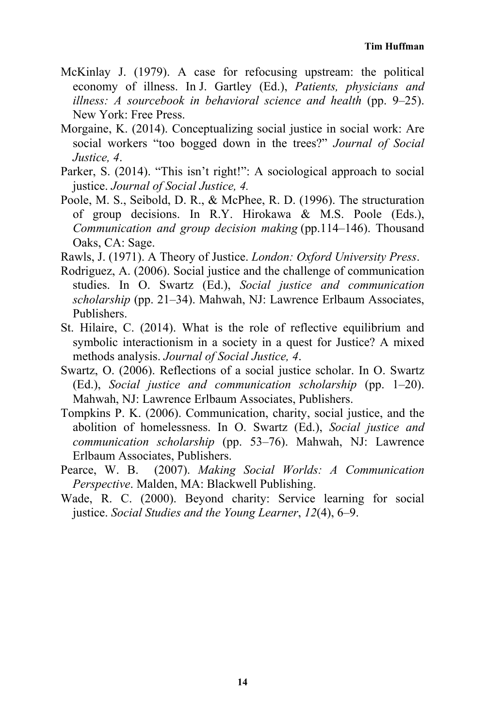McKinlay J. (1979). A case for refocusing upstream: the political economy of illness. In J. Gartley (Ed.), *Patients, physicians and illness: A sourcebook in behavioral science and health* (pp. 9–25). New York: Free Press.

Morgaine, K. (2014). Conceptualizing social justice in social work: Are social workers "too bogged down in the trees?" *Journal of Social Justice, 4*.

Parker, S. (2014). "This isn't right!": A sociological approach to social justice. *Journal of Social Justice, 4.*

Poole, M. S., Seibold, D. R., & McPhee, R. D. (1996). The structuration of group decisions. In R.Y. Hirokawa & M.S. Poole (Eds.), *Communication and group decision making* (pp.114–146). Thousand Oaks, CA: Sage.

Rawls, J. (1971). A Theory of Justice. *London: Oxford University Press*.

Rodriguez, A. (2006). Social justice and the challenge of communication studies. In O. Swartz (Ed.), *Social justice and communication scholarship* (pp. 21–34). Mahwah, NJ: Lawrence Erlbaum Associates, Publishers.

St. Hilaire, C. (2014). What is the role of reflective equilibrium and symbolic interactionism in a society in a quest for Justice? A mixed methods analysis. *Journal of Social Justice, 4*.

Swartz, O. (2006). Reflections of a social justice scholar. In O. Swartz (Ed.), *Social justice and communication scholarship* (pp. 1–20). Mahwah, NJ: Lawrence Erlbaum Associates, Publishers.

Tompkins P. K. (2006). Communication, charity, social justice, and the abolition of homelessness. In O. Swartz (Ed.), *Social justice and communication scholarship* (pp. 53–76). Mahwah, NJ: Lawrence Erlbaum Associates, Publishers.

Pearce, W. B. (2007). *Making Social Worlds: A Communication Perspective*. Malden, MA: Blackwell Publishing.

Wade, R. C. (2000). Beyond charity: Service learning for social justice. *Social Studies and the Young Learner*, *12*(4), 6–9.